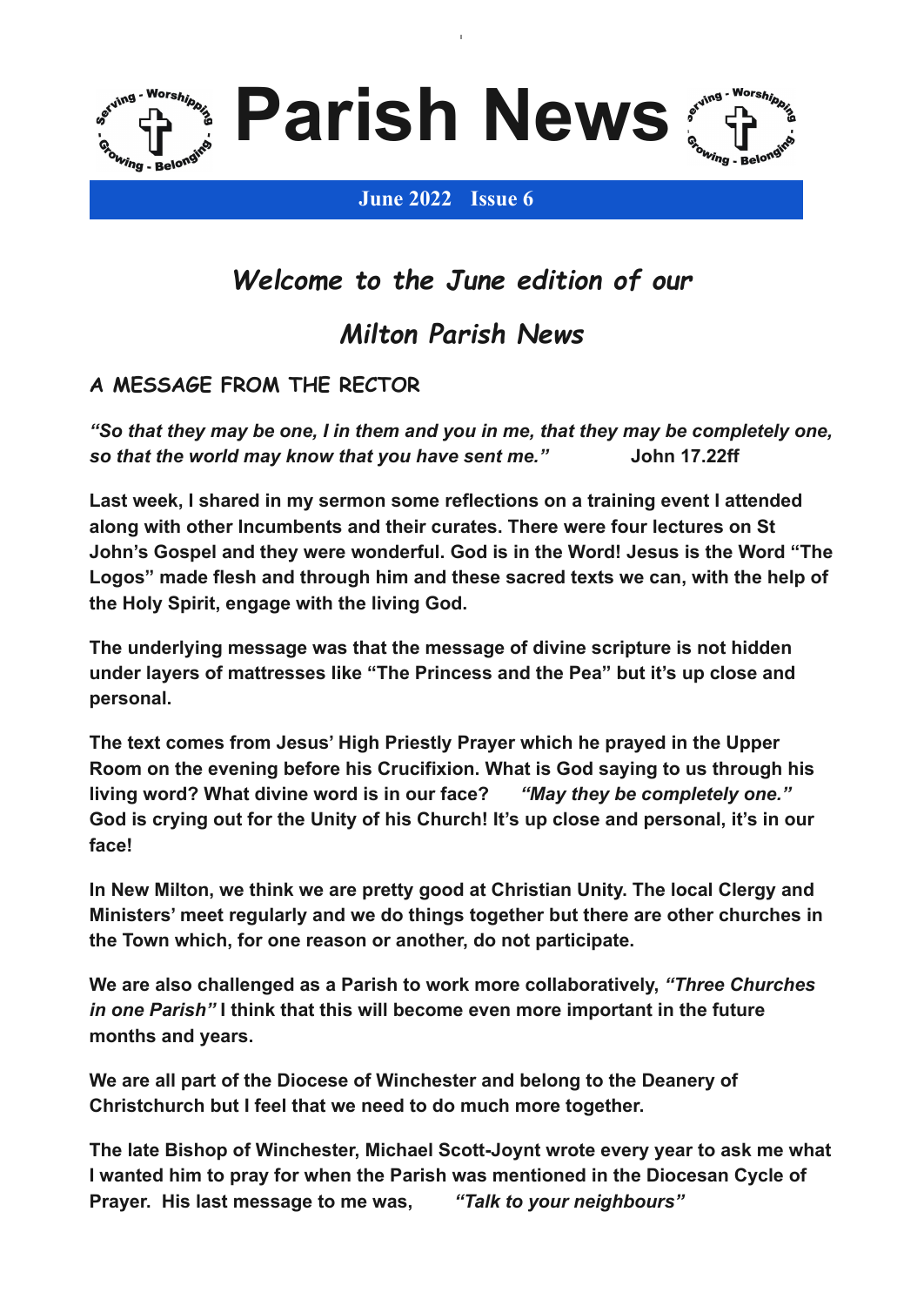# Parish News

**June 2022 Issue 6**

## *Welcome to the June edition of our Milton Parish News*

### A MESSAGE FROM THE RECTOR

***"So that they may be one, I in them and you in me, that they may be completely one, so that the world may know that you have sent me."*** **John 17.22ff**

**Last week, I shared in my sermon some reflections on a training event I attended along with other Incumbents and their curates. There were four lectures on St John's Gospel and they were wonderful. God is in the Word! Jesus is the Word "The Logos" made flesh and through him and these sacred texts we can, with the help of the Holy Spirit, engage with the living God.**

**The underlying message was that the message of divine scripture is not hidden under layers of mattresses like "The Princess and the Pea" but it's up close and personal.**

**The text comes from Jesus' High Priestly Prayer which he prayed in the Upper Room on the evening before his Crucifixion. What is God saying to us through his living word? What divine word is in our face?** ***"May they be completely one."*** **God is crying out for the Unity of his Church! It's up close and personal, it's in our face!**

**In New Milton, we think we are pretty good at Christian Unity. The local Clergy and Ministers' meet regularly and we do things together but there are other churches in the Town which, for one reason or another, do not participate.**

**We are also challenged as a Parish to work more collaboratively,** ***"Three Churches in one Parish"*** **I think that this will become even more important in the future months and years.**

**We are all part of the Diocese of Winchester and belong to the Deanery of Christchurch but I feel that we need to do much more together.**

**The late Bishop of Winchester, Michael Scott-Joynt wrote every year to ask me what I wanted him to pray for when the Parish was mentioned in the Diocesan Cycle of Prayer. His last message to me was,** ***"Talk to your neighbours"***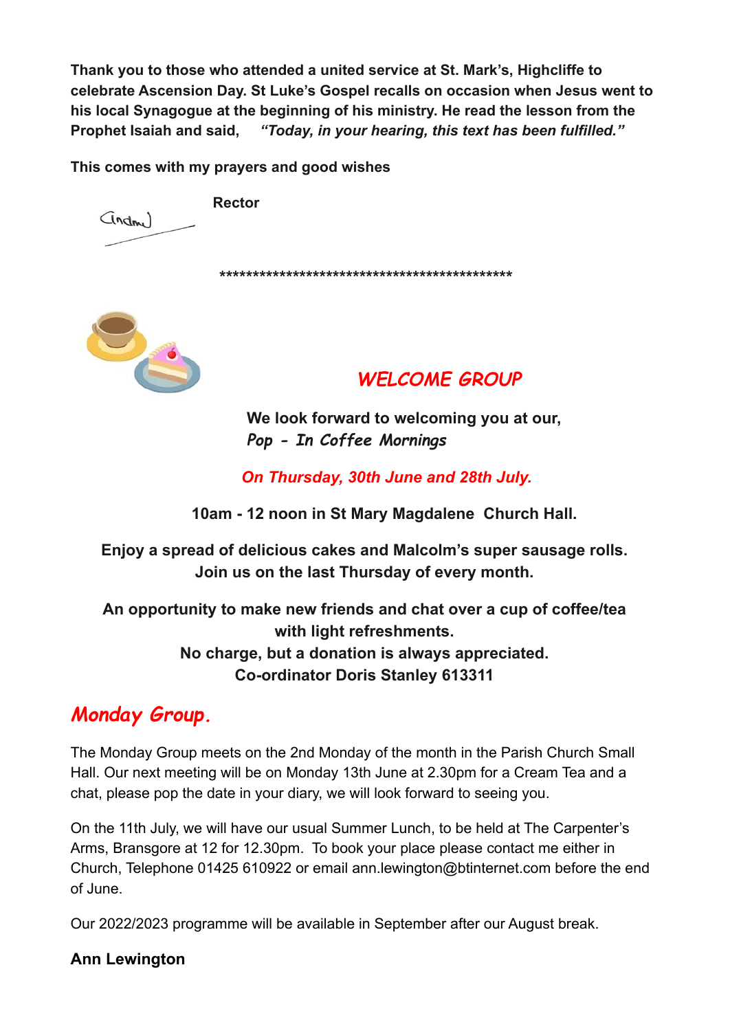**Thank you to those who attended a united service at St. Mark's, Highcliffe to celebrate Ascension Day. St Luke's Gospel recalls on occasion when Jesus went to his local Synagogue at the beginning of his ministry. He read the lesson from the Prophet Isaiah and said,** ***"Today, in your hearing, this text has been fulfilled."***

**This comes with my prayers and good wishes**

Andrew

**Rector**

**\*\*\*\*\*\*\*\*\*\*\*\*\*\*\*\*\*\*\*\*\*\*\*\*\*\*\*\*\*\*\*\*\*\*\*\*\*\*\*\*\*\*\*\*\***

## *WELCOME GROUP*

**We look forward to welcoming you at our,**
***Pop - In Coffee Mornings***

***On Thursday, 30th June and 28th July.***

**10am - 12 noon in St Mary Magdalene Church Hall.**

**Enjoy a spread of delicious cakes and Malcolm's super sausage rolls.**
**Join us on the last Thursday of every month.**

**An opportunity to make new friends and chat over a cup of coffee/tea with light refreshments.**
**No charge, but a donation is always appreciated.**
**Co-ordinator Doris Stanley 613311**

## *Monday Group.*

The Monday Group meets on the 2nd Monday of the month in the Parish Church Small Hall. Our next meeting will be on Monday 13th June at 2.30pm for a Cream Tea and a chat, please pop the date in your diary, we will look forward to seeing you.

On the 11th July, we will have our usual Summer Lunch, to be held at The Carpenter's Arms, Bransgore at 12 for 12.30pm. To book your place please contact me either in Church, Telephone 01425 610922 or email ann.lewington@btinternet.com before the end of June.

Our 2022/2023 programme will be available in September after our August break.

**Ann Lewington**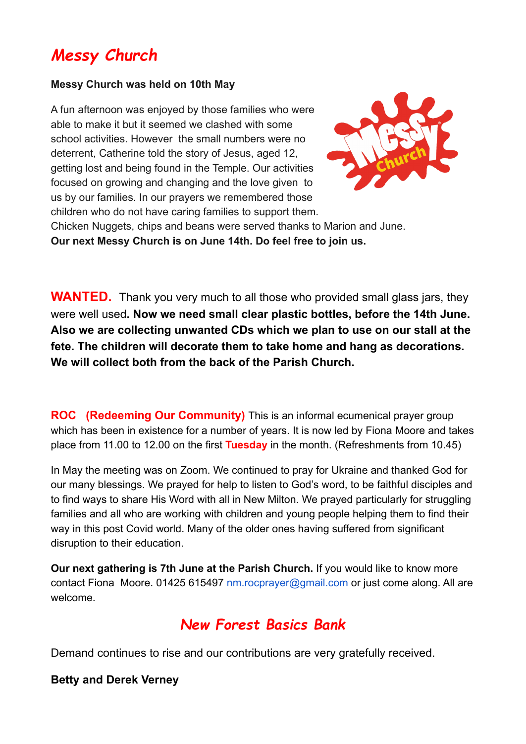## *Messy Church*

**Messy Church was held on 10th May**

A fun afternoon was enjoyed by those families who were able to make it but it seemed we clashed with some school activities. However the small numbers were no deterrent, Catherine told the story of Jesus, aged 12, getting lost and being found in the Temple. Our activities focused on growing and changing and the love given to us by our families. In our prayers we remembered those children who do not have caring families to support them. Chicken Nuggets, chips and beans were served thanks to Marion and June.
**Our next Messy Church is on June 14th. Do feel free to join us.**

**WANTED.** Thank you very much to all those who provided small glass jars, they were well used**. Now we need small clear plastic bottles, before the 14th June. Also we are collecting unwanted CDs which we plan to use on our stall at the fete. The children will decorate them to take home and hang as decorations. We will collect both from the back of the Parish Church.**

**ROC (Redeeming Our Community)** This is an informal ecumenical prayer group which has been in existence for a number of years. It is now led by Fiona Moore and takes place from 11.00 to 12.00 on the first **Tuesday** in the month. (Refreshments from 10.45)

In May the meeting was on Zoom. We continued to pray for Ukraine and thanked God for our many blessings. We prayed for help to listen to God's word, to be faithful disciples and to find ways to share His Word with all in New Milton. We prayed particularly for struggling families and all who are working with children and young people helping them to find their way in this post Covid world. Many of the older ones having suffered from significant disruption to their education.

**Our next gathering is 7th June at the Parish Church.** If you would like to know more contact Fiona Moore. 01425 615497 nm.rocprayer@gmail.com or just come along. All are welcome.

## *New Forest Basics Bank*

Demand continues to rise and our contributions are very gratefully received.

**Betty and Derek Verney**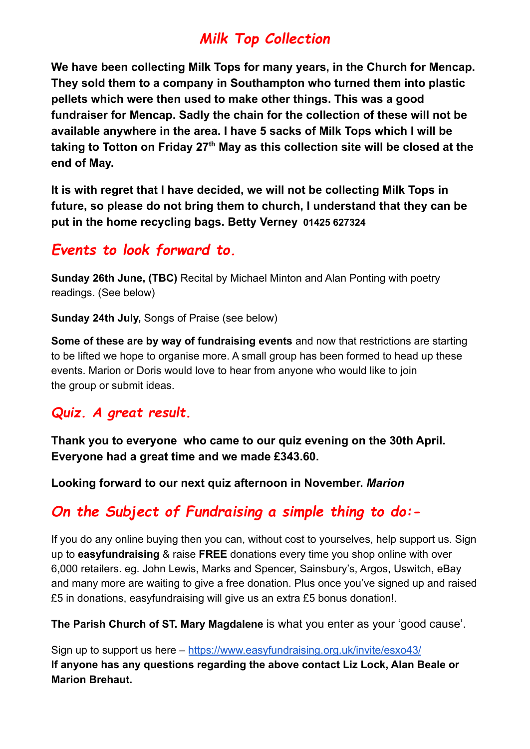## *Milk Top Collection*

**We have been collecting Milk Tops for many years, in the Church for Mencap. They sold them to a company in Southampton who turned them into plastic pellets which were then used to make other things. This was a good fundraiser for Mencap. Sadly the chain for the collection of these will not be available anywhere in the area. I have 5 sacks of Milk Tops which I will be taking to Totton on Friday 27th May as this collection site will be closed at the end of May.**

**It is with regret that I have decided, we will not be collecting Milk Tops in future, so please do not bring them to church, I understand that they can be put in the home recycling bags. Betty Verney 01425 627324**

## *Events to look forward to.*

**Sunday 26th June, (TBC)** Recital by Michael Minton and Alan Ponting with poetry readings. (See below)

**Sunday 24th July,** Songs of Praise (see below)

**Some of these are by way of fundraising events** and now that restrictions are starting to be lifted we hope to organise more. A small group has been formed to head up these events. Marion or Doris would love to hear from anyone who would like to join the group or submit ideas.

## *Quiz. A great result.*

**Thank you to everyone who came to our quiz evening on the 30th April. Everyone had a great time and we made £343.60.**

**Looking forward to our next quiz afternoon in November.** ***Marion***

## *On the Subject of Fundraising a simple thing to do:-*

If you do any online buying then you can, without cost to yourselves, help support us. Sign up to **easyfundraising** & raise **FREE** donations every time you shop online with over 6,000 retailers. eg. John Lewis, Marks and Spencer, Sainsbury's, Argos, Uswitch, eBay and many more are waiting to give a free donation. Plus once you've signed up and raised £5 in donations, easyfundraising will give us an extra £5 bonus donation!.

**The Parish Church of ST. Mary Magdalene** is what you enter as your 'good cause'.

Sign up to support us here – [https://www.easyfundraising.org.uk/invite/esxo43/](https://www.easyfundraising.org.uk/invite/esxo43/)
**If anyone has any questions regarding the above contact Liz Lock, Alan Beale or Marion Brehaut.**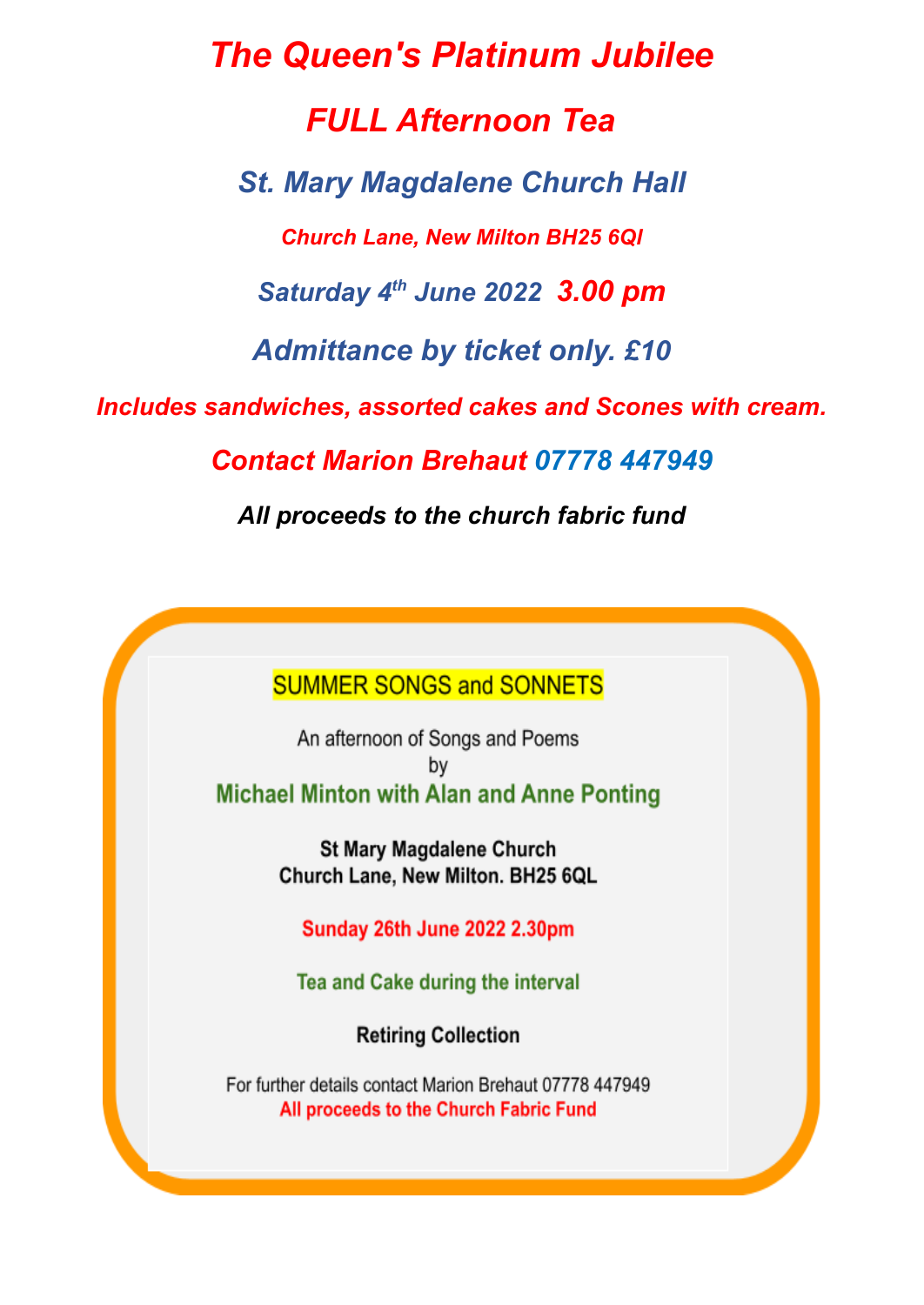# *The Queen's Platinum Jubilee*

## *FULL Afternoon Tea*

### *St. Mary Magdalene Church Hall*

*Church Lane, New Milton BH25 6Ql*

*Saturday 4th June 2022 3.00 pm*

*Admittance by ticket only. £10*

*Includes sandwiches, assorted cakes and Scones with cream.*

*Contact Marion Brehaut 07778 447949*

*All proceeds to the church fabric fund*

---

## SUMMER SONGS and SONNETS

An afternoon of Songs and Poems
by
**Michael Minton with Alan and Anne Ponting**

**St Mary Magdalene Church**
**Church Lane, New Milton. BH25 6QL**

**Sunday 26th June 2022 2.30pm**

**Tea and Cake during the interval**

**Retiring Collection**

For further details contact Marion Brehaut 07778 447949
**All proceeds to the Church Fabric Fund**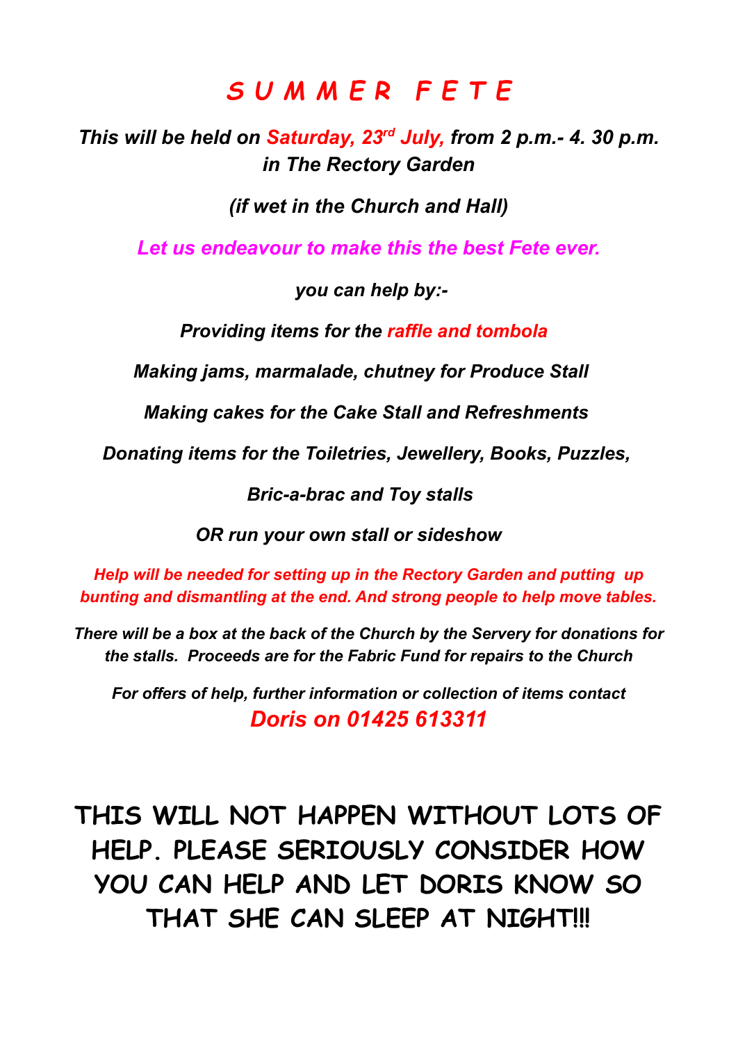# *S U M M E R   F E T E*

***This will be held on Saturday, 23rd July, from 2 p.m.- 4. 30 p.m. in The Rectory Garden***

***(if wet in the Church and Hall)***

***Let us endeavour to make this the best Fete ever.***

***you can help by:-***

***Providing items for the raffle and tombola***

***Making jams, marmalade, chutney for Produce Stall***

***Making cakes for the Cake Stall and Refreshments***

***Donating items for the Toiletries, Jewellery, Books, Puzzles,***

***Bric-a-brac and Toy stalls***

***OR run your own stall or sideshow***

***Help will be needed for setting up in the Rectory Garden and putting up bunting and dismantling at the end. And strong people to help move tables.***

***There will be a box at the back of the Church by the Servery for donations for the stalls. Proceeds are for the Fabric Fund for repairs to the Church***

***For offers of help, further information or collection of items contact***
***Doris on 01425 613311***

**THIS WILL NOT HAPPEN WITHOUT LOTS OF HELP. PLEASE SERIOUSLY CONSIDER HOW YOU CAN HELP AND LET DORIS KNOW SO THAT SHE CAN SLEEP AT NIGHT!!!**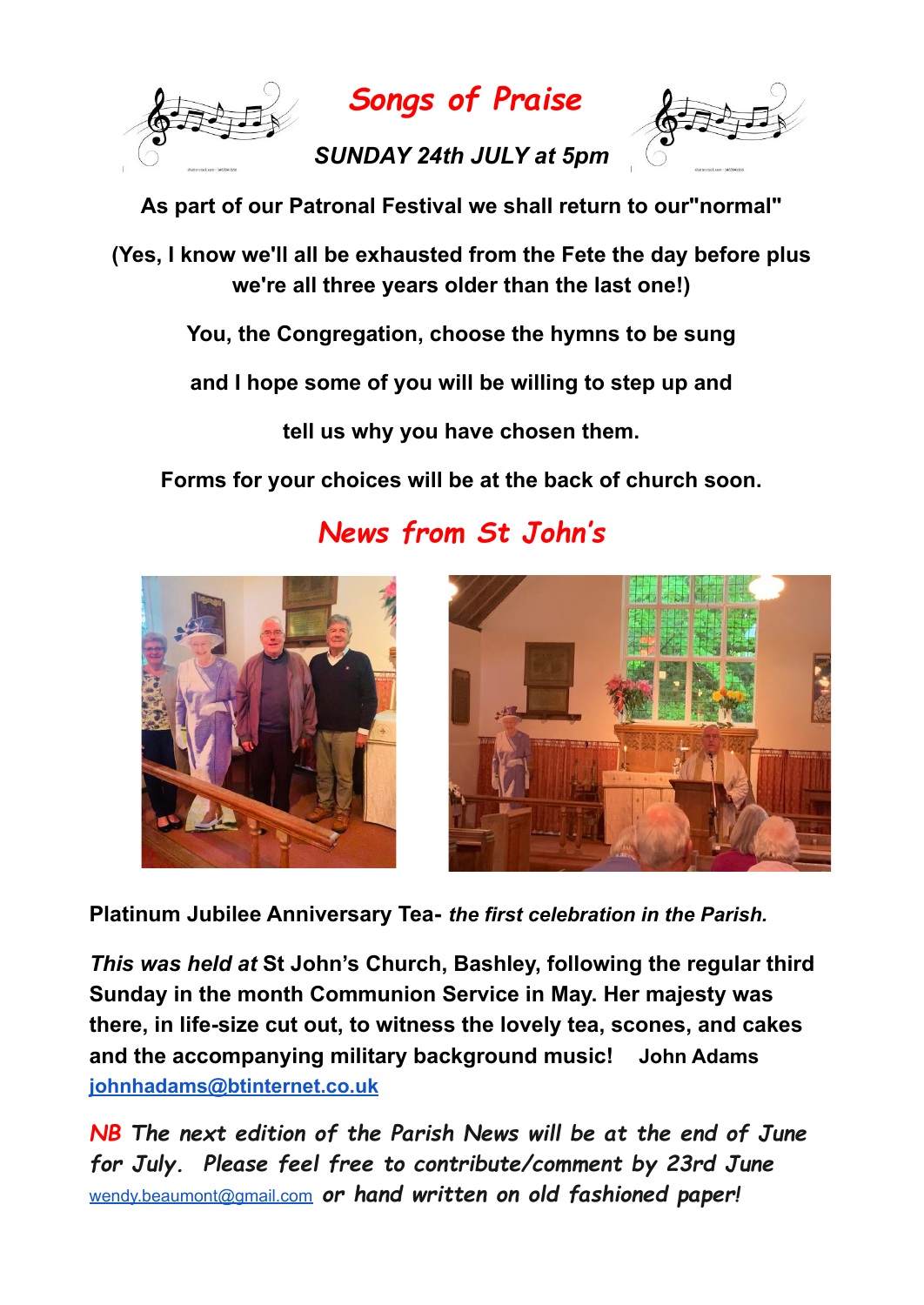## *Songs of Praise*

***SUNDAY 24th JULY at 5pm***

**As part of our Patronal Festival we shall return to our"normal"**

**(Yes, I know we'll all be exhausted from the Fete the day before plus we're all three years older than the last one!)**

**You, the Congregation, choose the hymns to be sung**

**and I hope some of you will be willing to step up and**

**tell us why you have chosen them.**

**Forms for your choices will be at the back of church soon.**

## *News from St John's*

**Platinum Jubilee Anniversary Tea-** ***the first celebration in the Parish.***

***This was held at*** **St John's Church, Bashley, following the regular third Sunday in the month Communion Service in May. Her majesty was there, in life-size cut out, to witness the lovely tea, scones, and cakes and the accompanying military background music!** **John Adams** **johnhadams@btinternet.co.uk**

*NB The next edition of the Parish News will be at the end of June for July. Please feel free to contribute/comment by 23rd June* wendy.beaumont@gmail.com *or hand written on old fashioned paper!*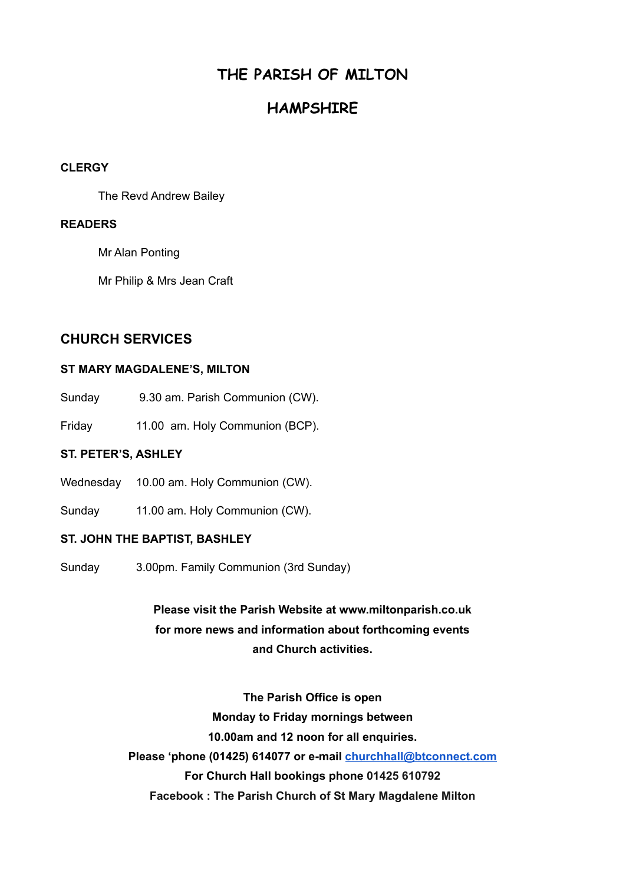# THE PARISH OF MILTON

# HAMPSHIRE

**CLERGY**

The Revd Andrew Bailey

**READERS**

Mr Alan Ponting

Mr Philip & Mrs Jean Craft

## CHURCH SERVICES

**ST MARY MAGDALENE'S, MILTON**

Sunday 9.30 am. Parish Communion (CW).

Friday 11.00 am. Holy Communion (BCP).

**ST. PETER'S, ASHLEY**

Wednesday 10.00 am. Holy Communion (CW).

Sunday 11.00 am. Holy Communion (CW).

**ST. JOHN THE BAPTIST, BASHLEY**

Sunday 3.00pm. Family Communion (3rd Sunday)

**Please visit the Parish Website at www.miltonparish.co.uk for more news and information about forthcoming events and Church activities.**

**The Parish Office is open**
**Monday to Friday mornings between**
**10.00am and 12 noon for all enquiries.**
**Please 'phone (01425) 614077 or e-mail churchhall@btconnect.com**
**For Church Hall bookings phone 01425 610792**
**Facebook : The Parish Church of St Mary Magdalene Milton**